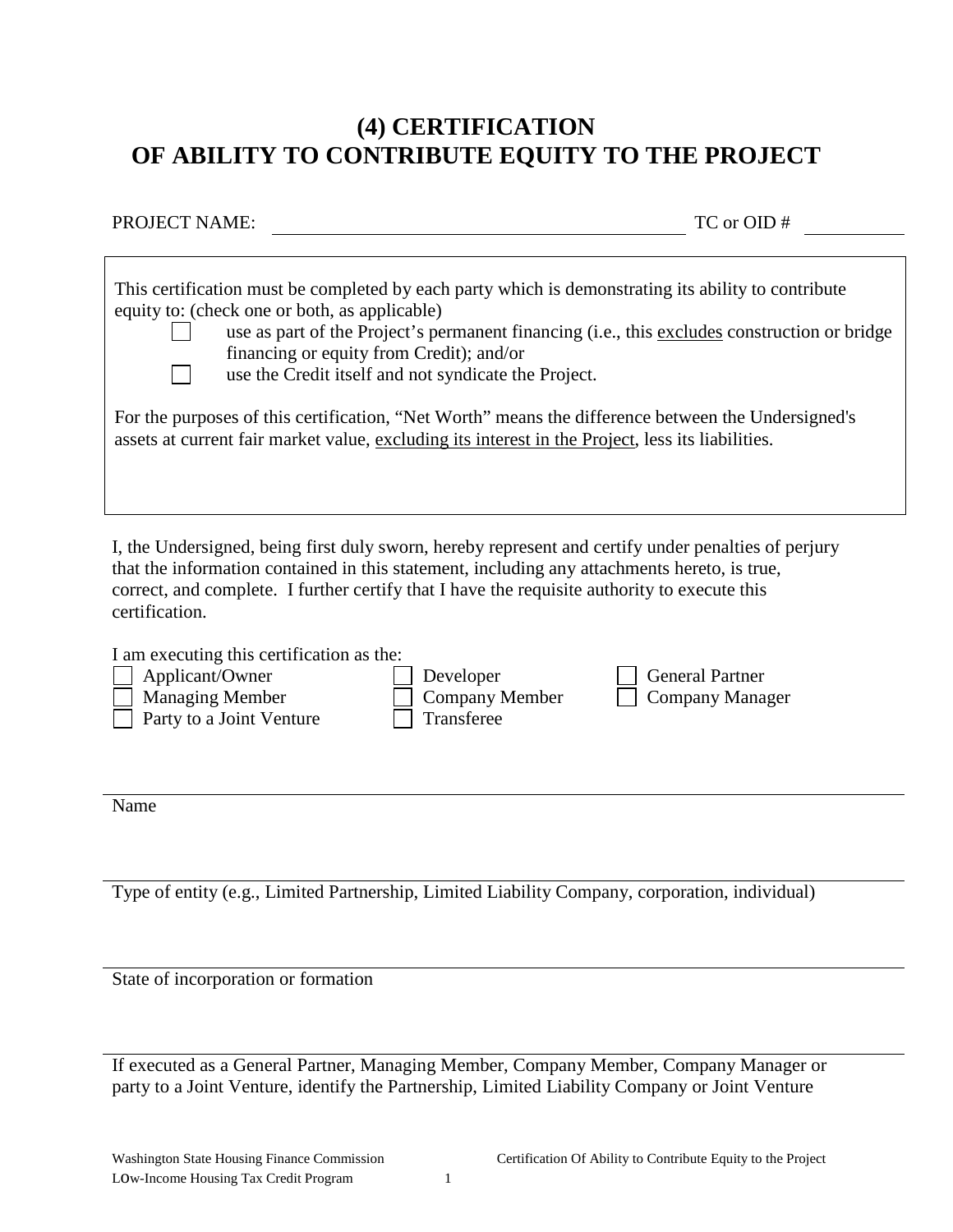# (4) CERTIFICATION OF ABILITY TO CONTRIBUTE EQUITY TO THE PROJECT

PROJECT NAME: ______________________________ TC or OID # __________

This certification must be completed by each party which is demonstrating its ability to contribute equity to: (check one or both, as applicable)

- ☐ use as part of the Project's permanent financing (i.e., this excludes construction or bridge financing or equity from Credit); and/or
- ☐ use the Credit itself and not syndicate the Project.

For the purposes of this certification, "Net Worth" means the difference between the Undersigned's assets at current fair market value, excluding its interest in the Project, less its liabilities.

I, the Undersigned, being first duly sworn, hereby represent and certify under penalties of perjury that the information contained in this statement, including any attachments hereto, is true, correct, and complete. I further certify that I have the requisite authority to execute this certification.

I am executing this certification as the:

- ☐ Applicant/Owner
- ☐ Managing Member
- ☐ Party to a Joint Venture
- ☐ Developer
- ☐ Company Member
- ☐ Transferee
- ☐ General Partner
- ☐ Company Manager

______________________________

Name

______________________________

Type of entity (e.g., Limited Partnership, Limited Liability Company, corporation, individual)

______________________________

State of incorporation or formation

______________________________

If executed as a General Partner, Managing Member, Company Member, Company Manager or party to a Joint Venture, identify the Partnership, Limited Liability Company or Joint Venture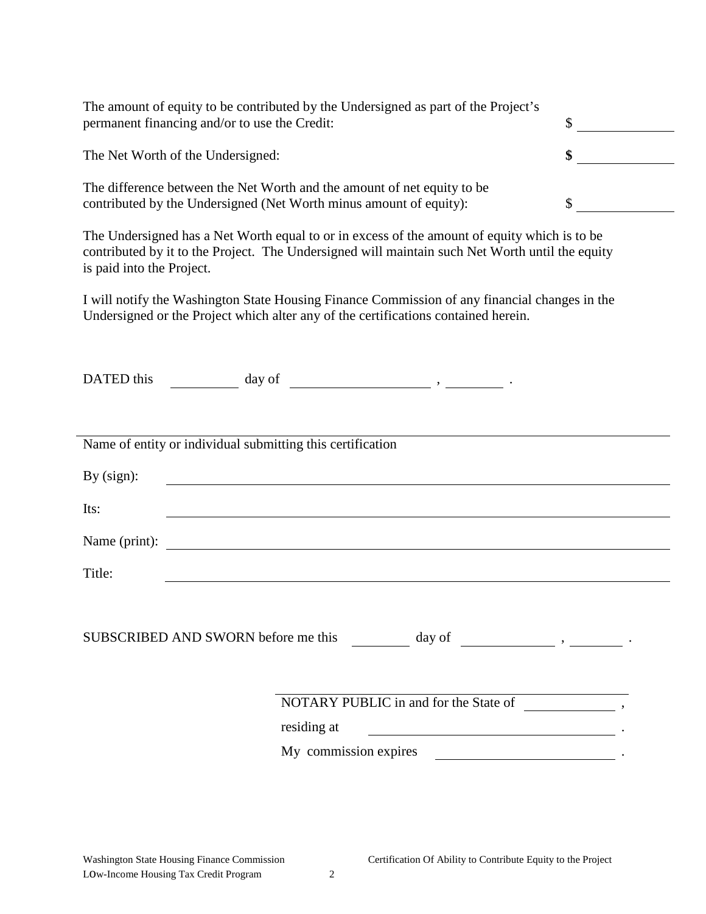The amount of equity to be contributed by the Undersigned as part of the Project's permanent financing and/or to use the Credit: $ ____________

The Net Worth of the Undersigned: **$** ____________

The difference between the Net Worth and the amount of net equity to be contributed by the Undersigned (Net Worth minus amount of equity): $ ____________

The Undersigned has a Net Worth equal to or in excess of the amount of equity which is to be contributed by it to the Project. The Undersigned will maintain such Net Worth until the equity is paid into the Project.

I will notify the Washington State Housing Finance Commission of any financial changes in the Undersigned or the Project which alter any of the certifications contained herein.

DATED this ________ day of ________________, ________.

______________________________________________

Name of entity or individual submitting this certification

By (sign): ______________________________________________

Its: ______________________________________________

Name (print): ______________________________________________

Title: ______________________________________________

SUBSCRIBED AND SWORN before me this ________ day of ____________, ________.

______________________________________________

NOTARY PUBLIC in and for the State of ____________,

residing at ______________________.

My commission expires ______________________.